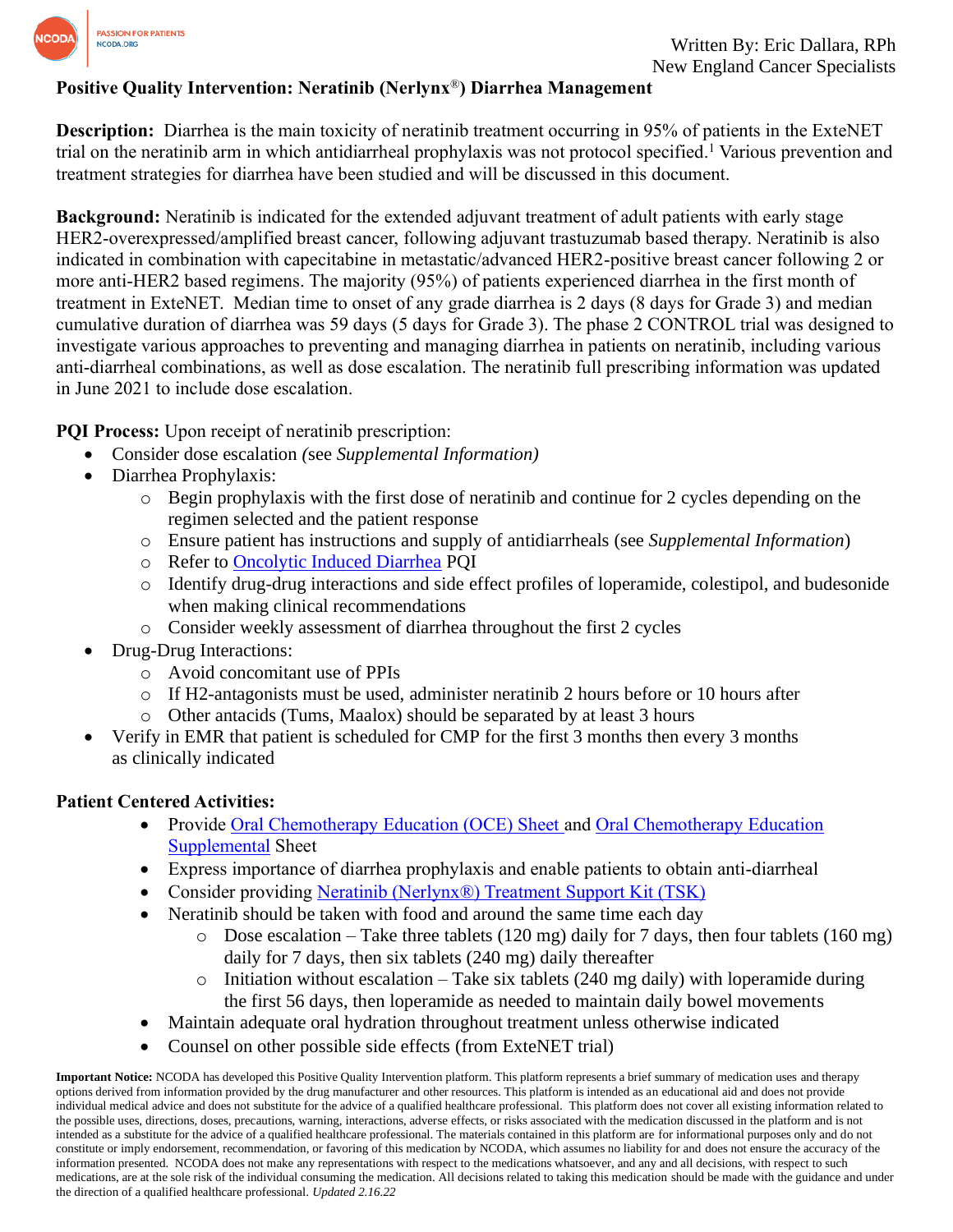Written By: Eric Dallara, RPh
New England Cancer Specialists

# Positive Quality Intervention: Neratinib (Nerlynx®) Diarrhea Management

**Description:** Diarrhea is the main toxicity of neratinib treatment occurring in 95% of patients in the ExteNET trial on the neratinib arm in which antidiarrheal prophylaxis was not protocol specified.[1] Various prevention and treatment strategies for diarrhea have been studied and will be discussed in this document.

**Background:** Neratinib is indicated for the extended adjuvant treatment of adult patients with early stage HER2-overexpressed/amplified breast cancer, following adjuvant trastuzumab based therapy. Neratinib is also indicated in combination with capecitabine in metastatic/advanced HER2-positive breast cancer following 2 or more anti-HER2 based regimens. The majority (95%) of patients experienced diarrhea in the first month of treatment in ExteNET. Median time to onset of any grade diarrhea is 2 days (8 days for Grade 3) and median cumulative duration of diarrhea was 59 days (5 days for Grade 3). The phase 2 CONTROL trial was designed to investigate various approaches to preventing and managing diarrhea in patients on neratinib, including various anti-diarrheal combinations, as well as dose escalation. The neratinib full prescribing information was updated in June 2021 to include dose escalation.

**PQI Process:** Upon receipt of neratinib prescription:

- Consider dose escalation *(see Supplemental Information)*
- Diarrhea Prophylaxis:
  - Begin prophylaxis with the first dose of neratinib and continue for 2 cycles depending on the regimen selected and the patient response
  - Ensure patient has instructions and supply of antidiarrheals (see *Supplemental Information*)
  - Refer to Oncolytic Induced Diarrhea PQI
  - Identify drug-drug interactions and side effect profiles of loperamide, colestipol, and budesonide when making clinical recommendations
  - Consider weekly assessment of diarrhea throughout the first 2 cycles
- Drug-Drug Interactions:
  - Avoid concomitant use of PPIs
  - If H2-antagonists must be used, administer neratinib 2 hours before or 10 hours after
  - Other antacids (Tums, Maalox) should be separated by at least 3 hours
- Verify in EMR that patient is scheduled for CMP for the first 3 months then every 3 months as clinically indicated

**Patient Centered Activities:**

- Provide Oral Chemotherapy Education (OCE) Sheet and Oral Chemotherapy Education Supplemental Sheet
- Express importance of diarrhea prophylaxis and enable patients to obtain anti-diarrheal
- Consider providing Neratinib (Nerlynx®) Treatment Support Kit (TSK)
- Neratinib should be taken with food and around the same time each day
  - Dose escalation – Take three tablets (120 mg) daily for 7 days, then four tablets (160 mg) daily for 7 days, then six tablets (240 mg) daily thereafter
  - Initiation without escalation – Take six tablets (240 mg daily) with loperamide during the first 56 days, then loperamide as needed to maintain daily bowel movements
- Maintain adequate oral hydration throughout treatment unless otherwise indicated
- Counsel on other possible side effects (from ExteNET trial)

**Important Notice:** NCODA has developed this Positive Quality Intervention platform. This platform represents a brief summary of medication uses and therapy options derived from information provided by the drug manufacturer and other resources. This platform is intended as an educational aid and does not provide individual medical advice and does not substitute for the advice of a qualified healthcare professional. This platform does not cover all existing information related to the possible uses, directions, doses, precautions, warning, interactions, adverse effects, or risks associated with the medication discussed in the platform and is not intended as a substitute for the advice of a qualified healthcare professional. The materials contained in this platform are for informational purposes only and do not constitute or imply endorsement, recommendation, or favoring of this medication by NCODA, which assumes no liability for and does not ensure the accuracy of the information presented. NCODA does not make any representations with respect to the medications whatsoever, and any and all decisions, with respect to such medications, are at the sole risk of the individual consuming the medication. All decisions related to taking this medication should be made with the guidance and under the direction of a qualified healthcare professional. *Updated 2.16.22*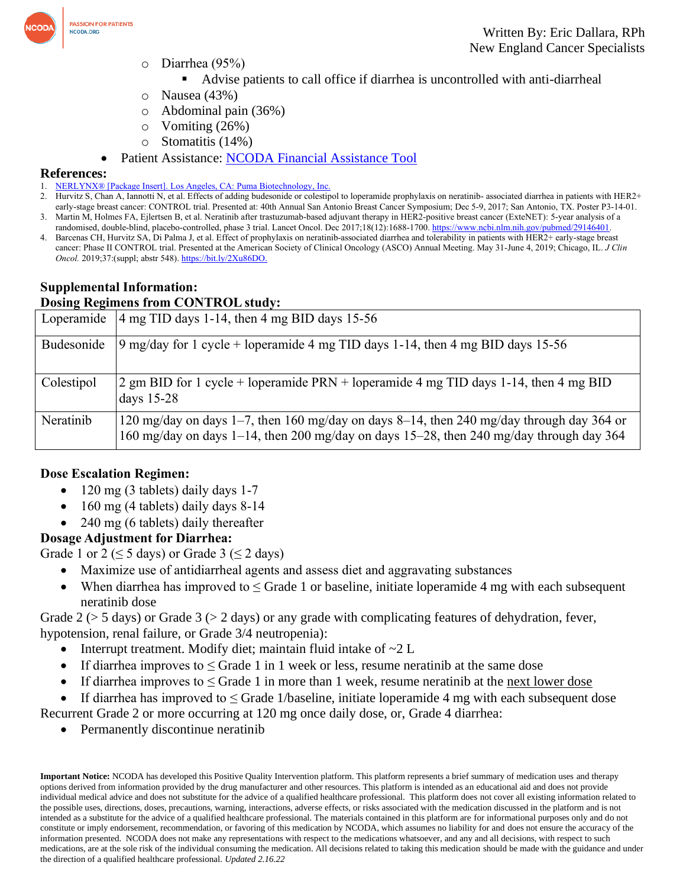- Diarrhea (95%)
    - Advise patients to call office if diarrhea is uncontrolled with anti-diarrheal
  - Nausea (43%)
  - Abdominal pain (36%)
  - Vomiting (26%)
  - Stomatitis (14%)
- Patient Assistance: [NCODA Financial Assistance Tool]()

**References:**

1. NERLYNX® [Package Insert]. Los Angeles, CA: Puma Biotechnology, Inc.
2. Hurvitz S, Chan A, Iannotti N, et al. Effects of adding budesonide or colestipol to loperamide prophylaxis on neratinib- associated diarrhea in patients with HER2+ early-stage breast cancer: CONTROL trial. Presented at: 40th Annual San Antonio Breast Cancer Symposium; Dec 5-9, 2017; San Antonio, TX. Poster P3-14-01.
3. Martin M, Holmes FA, Ejlertsen B, et al. Neratinib after trastuzumab-based adjuvant therapy in HER2-positive breast cancer (ExteNET): 5-year analysis of a randomised, double-blind, placebo-controlled, phase 3 trial. Lancet Oncol. Dec 2017;18(12):1688-1700. https://www.ncbi.nlm.nih.gov/pubmed/29146401.
4. Barcenas CH, Hurvitz SA, Di Palma J, et al. Effect of prophylaxis on neratinib-associated diarrhea and tolerability in patients with HER2+ early-stage breast cancer: Phase II CONTROL trial. Presented at the American Society of Clinical Oncology (ASCO) Annual Meeting. May 31-June 4, 2019; Chicago, IL. *J Clin Oncol.* 2019;37:(suppl; abstr 548). https://bit.ly/2Xu86DO.

## Supplemental Information:

## Dosing Regimens from CONTROL study:

| | |
|---|---|
| Loperamide | 4 mg TID days 1-14, then 4 mg BID days 15-56 |
| Budesonide | 9 mg/day for 1 cycle + loperamide 4 mg TID days 1-14, then 4 mg BID days 15-56 |
| Colestipol | 2 gm BID for 1 cycle + loperamide PRN + loperamide 4 mg TID days 1-14, then 4 mg BID days 15-28 |
| Neratinib | 120 mg/day on days 1–7, then 160 mg/day on days 8–14, then 240 mg/day through day 364 or 160 mg/day on days 1–14, then 200 mg/day on days 15–28, then 240 mg/day through day 364 |

### Dose Escalation Regimen:

- 120 mg (3 tablets) daily days 1-7
- 160 mg (4 tablets) daily days 8-14
- 240 mg (6 tablets) daily thereafter

### Dosage Adjustment for Diarrhea:

Grade 1 or 2 (≤ 5 days) or Grade 3 (≤ 2 days)

- Maximize use of antidiarrheal agents and assess diet and aggravating substances
- When diarrhea has improved to ≤ Grade 1 or baseline, initiate loperamide 4 mg with each subsequent neratinib dose

Grade 2 (> 5 days) or Grade 3 (> 2 days) or any grade with complicating features of dehydration, fever, hypotension, renal failure, or Grade 3/4 neutropenia):

- Interrupt treatment. Modify diet; maintain fluid intake of ~2 L
- If diarrhea improves to ≤ Grade 1 in 1 week or less, resume neratinib at the same dose
- If diarrhea improves to ≤ Grade 1 in more than 1 week, resume neratinib at the next lower dose
- If diarrhea has improved to ≤ Grade 1/baseline, initiate loperamide 4 mg with each subsequent dose

Recurrent Grade 2 or more occurring at 120 mg once daily dose, or, Grade 4 diarrhea:

- Permanently discontinue neratinib

**Important Notice:** NCODA has developed this Positive Quality Intervention platform. This platform represents a brief summary of medication uses and therapy options derived from information provided by the drug manufacturer and other resources. This platform is intended as an educational aid and does not provide individual medical advice and does not substitute for the advice of a qualified healthcare professional. This platform does not cover all existing information related to the possible uses, directions, doses, precautions, warning, interactions, adverse effects, or risks associated with the medication discussed in the platform and is not intended as a substitute for the advice of a qualified healthcare professional. The materials contained in this platform are for informational purposes only and do not constitute or imply endorsement, recommendation, or favoring of this medication by NCODA, which assumes no liability for and does not ensure the accuracy of the information presented. NCODA does not make any representations with respect to the medications whatsoever, and any and all decisions, with respect to such medications, are at the sole risk of the individual consuming the medication. All decisions related to taking this medication should be made with the guidance and under the direction of a qualified healthcare professional. *Updated 2.16.22*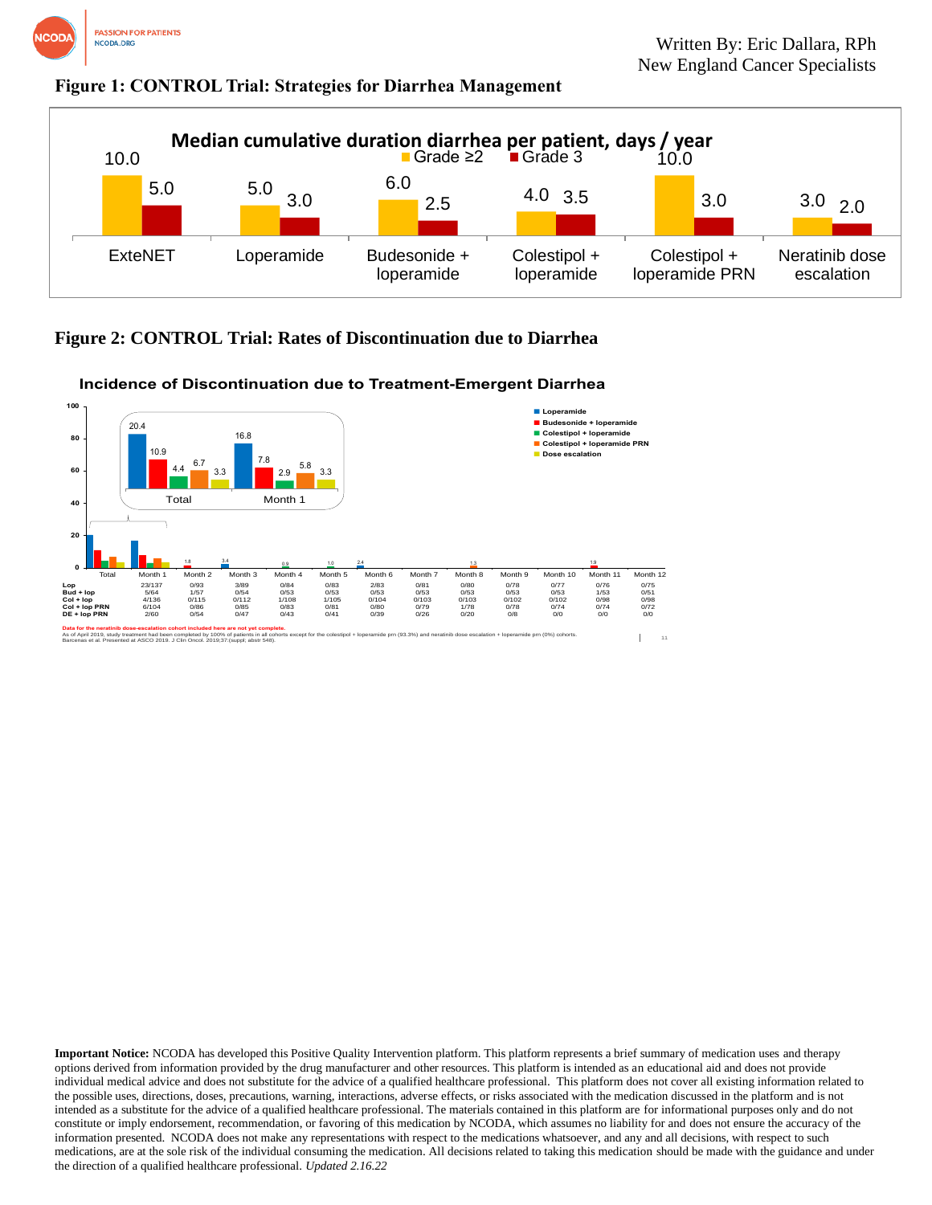## Figure 1: CONTROL Trial: Strategies for Diarrhea Management

Median cumulative duration diarrhea per patient, days / year

Grade ≥2 | Grade 3

ExteNET: 10.0, 5.0
Loperamide: 5.0, 3.0
Budesonide + loperamide: 6.0, 2.5
Colestipol + loperamide: 4.0, 3.5
Colestipol + loperamide PRN: 10.0, 3.0
Neratinib dose escalation: 3.0, 2.0

## Figure 2: CONTROL Trial: Rates of Discontinuation due to Diarrhea

Incidence of Discontinuation due to Treatment-Emergent Diarrhea

Loperamide
Budesonide + loperamide
Colestipol + loperamide
Colestipol + loperamide PRN
Dose escalation

100
80
60
40
20
0

Total: 20.4, 10.9, 4.4, 6.7, 3.3
Month 1: 16.8, 7.8, 2.9, 5.8, 3.3

1.8
3.4
0.9
1.0
2.4
1.3
1.9

| | Total | Month 1 | Month 2 | Month 3 | Month 4 | Month 5 | Month 6 | Month 7 | Month 8 | Month 9 | Month 10 | Month 11 | Month 12 |
|---|---|---|---|---|---|---|---|---|---|---|---|---|---|
| Lop | | 23/137 | 0/93 | 3/89 | 0/84 | 0/83 | 2/83 | 0/81 | 0/80 | 0/78 | 0/77 | 0/76 | 0/75 |
| Bud + lop | | 5/64 | 1/57 | 0/54 | 0/53 | 0/53 | 0/53 | 0/53 | 0/53 | 0/53 | 0/53 | 1/53 | 0/51 |
| Col + lop | | 4/136 | 0/115 | 0/112 | 1/108 | 1/105 | 0/104 | 0/103 | 0/103 | 0/102 | 0/102 | 0/98 | 0/98 |
| Col + lop PRN | | 6/104 | 0/86 | 0/85 | 0/83 | 0/81 | 0/80 | 0/79 | 1/78 | 0/78 | 0/74 | 0/74 | 0/72 |
| DE + lop PRN | | 2/60 | 0/54 | 0/47 | 0/43 | 0/41 | 0/39 | 0/26 | 0/20 | 0/8 | 0/0 | 0/0 | 0/0 |

Data for the neratinib dose-escalation cohort included here are not yet complete.
As of April 2019, study treatment had been completed by 100% of patients in all cohorts except for the colestipol + loperamide prn (93.3%) and neratinib dose escalation + loperamide prn (0%) cohorts.
Barcenas et al. Presented at ASCO 2019. J Clin Oncol. 2019;37:(suppl; abstr 548).

**Important Notice:** NCODA has developed this Positive Quality Intervention platform. This platform represents a brief summary of medication uses and therapy options derived from information provided by the drug manufacturer and other resources. This platform is intended as an educational aid and does not provide individual medical advice and does not substitute for the advice of a qualified healthcare professional. This platform does not cover all existing information related to the possible uses, directions, doses, precautions, warning, interactions, adverse effects, or risks associated with the medication discussed in the platform and is not intended as a substitute for the advice of a qualified healthcare professional. The materials contained in this platform are for informational purposes only and do not constitute or imply endorsement, recommendation, or favoring of this medication by NCODA, which assumes no liability for and does not ensure the accuracy of the information presented. NCODA does not make any representations with respect to the medications whatsoever, and any and all decisions, with respect to such medications, are at the sole risk of the individual consuming the medication. All decisions related to taking this medication should be made with the guidance and under the direction of a qualified healthcare professional. *Updated 2.16.22*